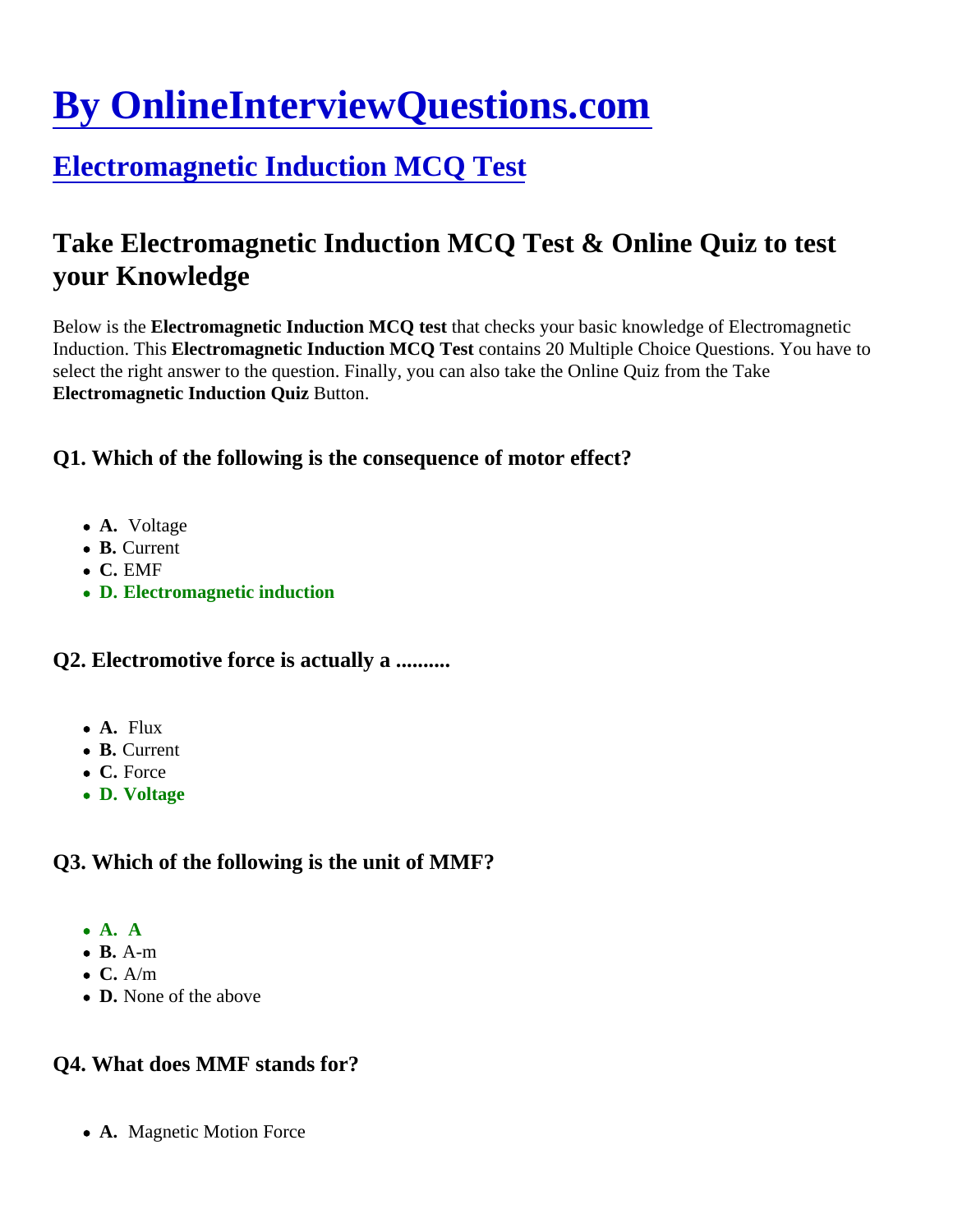# By OnlineInterviewQuestions.com

## Electromagnetic Induction MCQ Test

## Take Electromagnetic Induction MCQ Test & Online Quiz to test your Knowledge

Below is the **Electromagnetic Induction MCQ test** that checks your basic knowledge of Electromagnetic Induction. This **Electromagnetic Induction MCQ Test** contains 20 Multiple Choice Questions. You have to select the right answer to the question. Finally, you can also take the Online Quiz from the Take **Electromagnetic Induction Quiz** Button.

### Q1. Which of the following is the consequence of motor effect?

- **A.** Voltage
- **B.** Current
- **C.** EMF
- **D. Electromagnetic induction**

### Q2. Electromotive force is actually a ..........

- **A.** Flux
- **B.** Current
- **C.** Force
- **D. Voltage**

### Q3. Which of the following is the unit of MMF?

- **A. A**
- **B.** A-m
- **C.** A/m
- **D.** None of the above

### Q4. What does MMF stands for?

- **A.** Magnetic Motion Force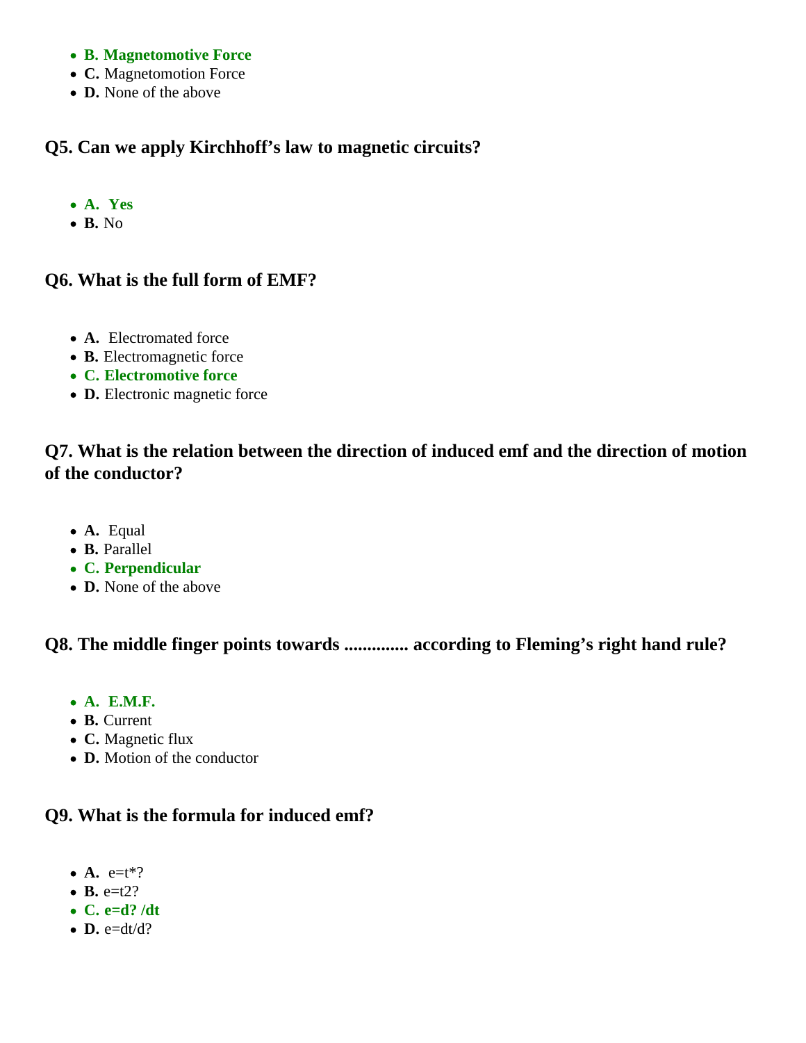- **B. Magnetomotive Force**
- **C.** Magnetomotion Force
- **D.** None of the above

### Q5. Can we apply Kirchhoff's law to magnetic circuits?

- **A. Yes**
- **B.** No

### Q6. What is the full form of EMF?

- **A.** Electromated force
- **B.** Electromagnetic force
- **C. Electromotive force**
- **D.** Electronic magnetic force

### Q7. What is the relation between the direction of induced emf and the direction of motion of the conductor?

- **A.** Equal
- **B.** Parallel
- **C. Perpendicular**
- **D.** None of the above

### Q8. The middle finger points towards .............. according to Fleming's right hand rule?

- **A. E.M.F.**
- **B.** Current
- **C.** Magnetic flux
- **D.** Motion of the conductor

### Q9. What is the formula for induced emf?

- **A.** e=t*?
- **B.** e=t2?
- **C. e=d? /dt**
- **D.** e=dt/d?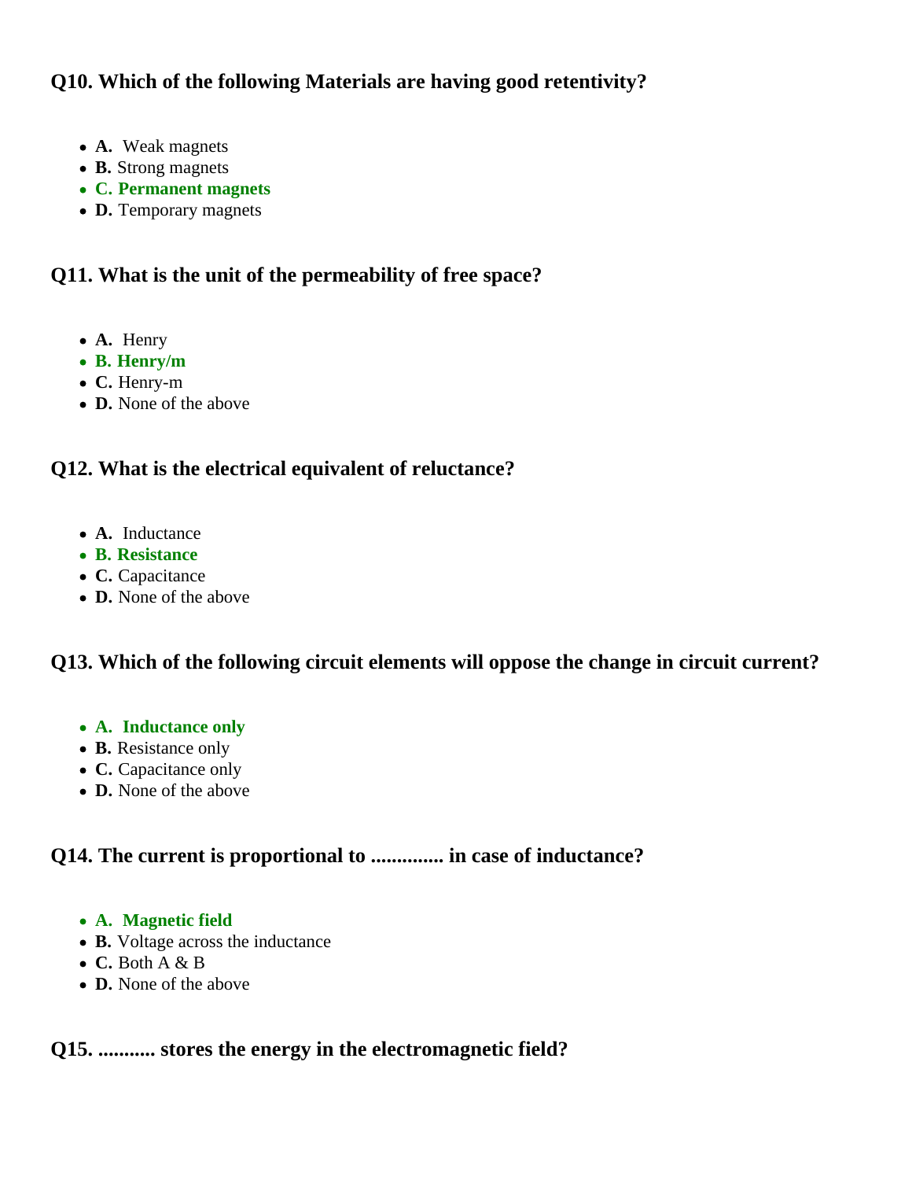### Q10. Which of the following Materials are having good retentivity?

- **A.** Weak magnets
- **B.** Strong magnets
- **C. Permanent magnets**
- **D.** Temporary magnets

### Q11. What is the unit of the permeability of free space?

- **A.** Henry
- **B. Henry/m**
- **C.** Henry-m
- **D.** None of the above

### Q12. What is the electrical equivalent of reluctance?

- **A.** Inductance
- **B. Resistance**
- **C.** Capacitance
- **D.** None of the above

### Q13. Which of the following circuit elements will oppose the change in circuit current?

- **A. Inductance only**
- **B.** Resistance only
- **C.** Capacitance only
- **D.** None of the above

### Q14. The current is proportional to .............. in case of inductance?

- **A. Magnetic field**
- **B.** Voltage across the inductance
- **C.** Both A & B
- **D.** None of the above

### Q15. ........... stores the energy in the electromagnetic field?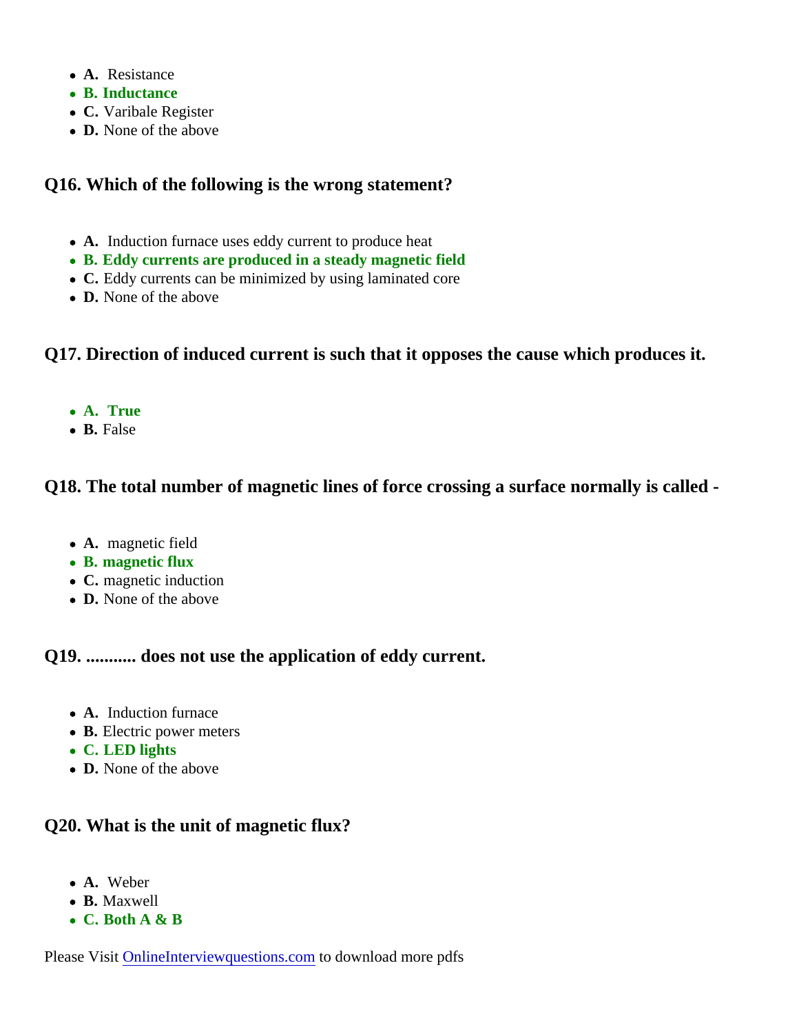- **A.** Resistance
- **B. Inductance**
- **C.** Varibale Register
- **D.** None of the above

### Q16. Which of the following is the wrong statement?

- **A.** Induction furnace uses eddy current to produce heat
- **B. Eddy currents are produced in a steady magnetic field**
- **C.** Eddy currents can be minimized by using laminated core
- **D.** None of the above

### Q17. Direction of induced current is such that it opposes the cause which produces it.

- **A. True**
- **B.** False

### Q18. The total number of magnetic lines of force crossing a surface normally is called -

- **A.** magnetic field
- **B. magnetic flux**
- **C.** magnetic induction
- **D.** None of the above

### Q19. ........... does not use the application of eddy current.

- **A.** Induction furnace
- **B.** Electric power meters
- **C. LED lights**
- **D.** None of the above

### Q20. What is the unit of magnetic flux?

- **A.** Weber
- **B.** Maxwell
- **C. Both A & B**

Please Visit [OnlineInterviewquestions.com](OnlineInterviewquestions.com) to download more pdfs